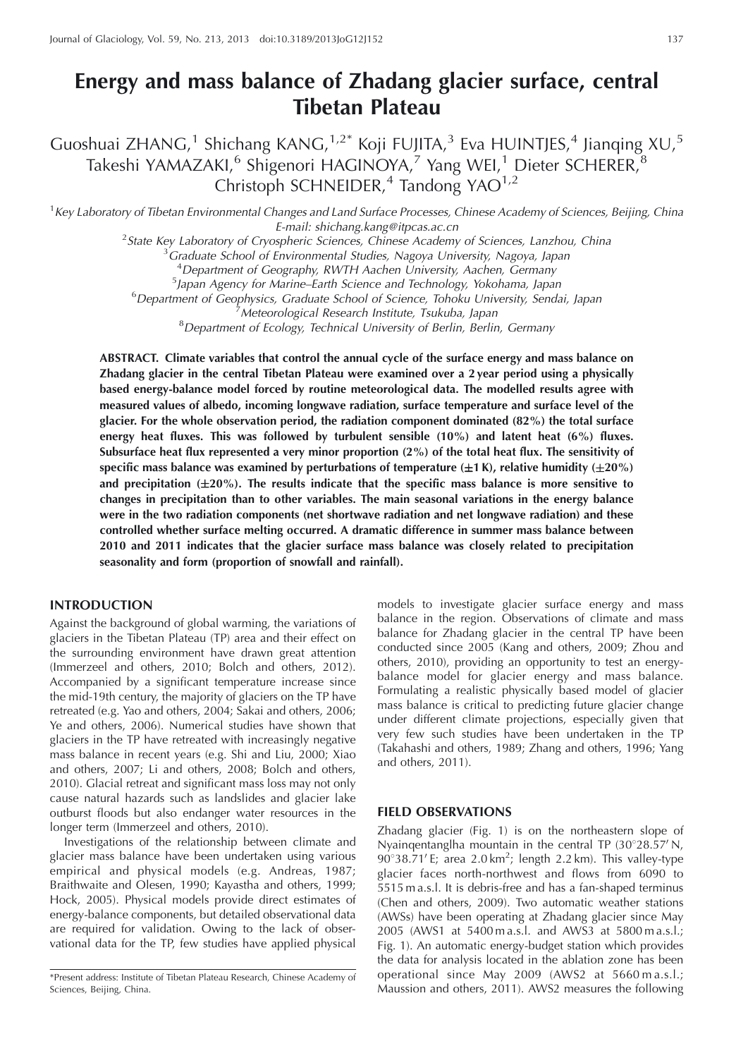# Energy and mass balance of Zhadang glacier surface, central Tibetan Plateau

Guoshuai ZHANG,[1] Shichang KANG,[1,2*] Koji FUJITA,[3] Eva HUINTJES,[4] Jianqing XU,[5] Takeshi YAMAZAKI,[6] Shigenori HAGINOYA,[7] Yang WEI,[1] Dieter SCHERER,[8] Christoph SCHNEIDER,[4] Tandong YAO[1,2]

[1]*Key Laboratory of Tibetan Environmental Changes and Land Surface Processes, Chinese Academy of Sciences, Beijing, China*
*E-mail: shichang.kang@itpcas.ac.cn*

[2]*State Key Laboratory of Cryospheric Sciences, Chinese Academy of Sciences, Lanzhou, China*

[3]*Graduate School of Environmental Studies, Nagoya University, Nagoya, Japan*

[4]*Department of Geography, RWTH Aachen University, Aachen, Germany*

[5]*Japan Agency for Marine–Earth Science and Technology, Yokohama, Japan*

[6]*Department of Geophysics, Graduate School of Science, Tohoku University, Sendai, Japan*

[7]*Meteorological Research Institute, Tsukuba, Japan*

[8]*Department of Ecology, Technical University of Berlin, Berlin, Germany*

**ABSTRACT. Climate variables that control the annual cycle of the surface energy and mass balance on Zhadang glacier in the central Tibetan Plateau were examined over a 2 year period using a physically based energy-balance model forced by routine meteorological data. The modelled results agree with measured values of albedo, incoming longwave radiation, surface temperature and surface level of the glacier. For the whole observation period, the radiation component dominated (82%) the total surface energy heat fluxes. This was followed by turbulent sensible (10%) and latent heat (6%) fluxes. Subsurface heat flux represented a very minor proportion (2%) of the total heat flux. The sensitivity of specific mass balance was examined by perturbations of temperature (±1 K), relative humidity (±20%) and precipitation (±20%). The results indicate that the specific mass balance is more sensitive to changes in precipitation than to other variables. The main seasonal variations in the energy balance were in the two radiation components (net shortwave radiation and net longwave radiation) and these controlled whether surface melting occurred. A dramatic difference in summer mass balance between 2010 and 2011 indicates that the glacier surface mass balance was closely related to precipitation seasonality and form (proportion of snowfall and rainfall).**

## INTRODUCTION

Against the background of global warming, the variations of glaciers in the Tibetan Plateau (TP) area and their effect on the surrounding environment have drawn great attention (Immerzeel and others, 2010; Bolch and others, 2012). Accompanied by a significant temperature increase since the mid-19th century, the majority of glaciers on the TP have retreated (e.g. Yao and others, 2004; Sakai and others, 2006; Ye and others, 2006). Numerical studies have shown that glaciers in the TP have retreated with increasingly negative mass balance in recent years (e.g. Shi and Liu, 2000; Xiao and others, 2007; Li and others, 2008; Bolch and others, 2010). Glacial retreat and significant mass loss may not only cause natural hazards such as landslides and glacier lake outburst floods but also endanger water resources in the longer term (Immerzeel and others, 2010).

Investigations of the relationship between climate and glacier mass balance have been undertaken using various empirical and physical models (e.g. Andreas, 1987; Braithwaite and Olesen, 1990; Kayastha and others, 1999; Hock, 2005). Physical models provide direct estimates of energy-balance components, but detailed observational data are required for validation. Owing to the lack of observational data for the TP, few studies have applied physical models to investigate glacier surface energy and mass balance in the region. Observations of climate and mass balance for Zhadang glacier in the central TP have been conducted since 2005 (Kang and others, 2009; Zhou and others, 2010), providing an opportunity to test an energy-balance model for glacier energy and mass balance. Formulating a realistic physically based model of glacier mass balance is critical to predicting future glacier change under different climate projections, especially given that very few such studies have been undertaken in the TP (Takahashi and others, 1989; Zhang and others, 1996; Yang and others, 2011).

## FIELD OBSERVATIONS

Zhadang glacier (Fig. 1) is on the northeastern slope of Nyainqentanglha mountain in the central TP (30°28.57′ N, 90°38.71′ E; area 2.0 km$^2$; length 2.2 km). This valley-type glacier faces north-northwest and flows from 6090 to 5515 m a.s.l. It is debris-free and has a fan-shaped terminus (Chen and others, 2009). Two automatic weather stations (AWSs) have been operating at Zhadang glacier since May 2005 (AWS1 at 5400 m a.s.l. and AWS3 at 5800 m a.s.l.; Fig. 1). An automatic energy-budget station which provides the data for analysis located in the ablation zone has been operational since May 2009 (AWS2 at 5660 m a.s.l.; Maussion and others, 2011). AWS2 measures the following

*Present address: Institute of Tibetan Plateau Research, Chinese Academy of Sciences, Beijing, China.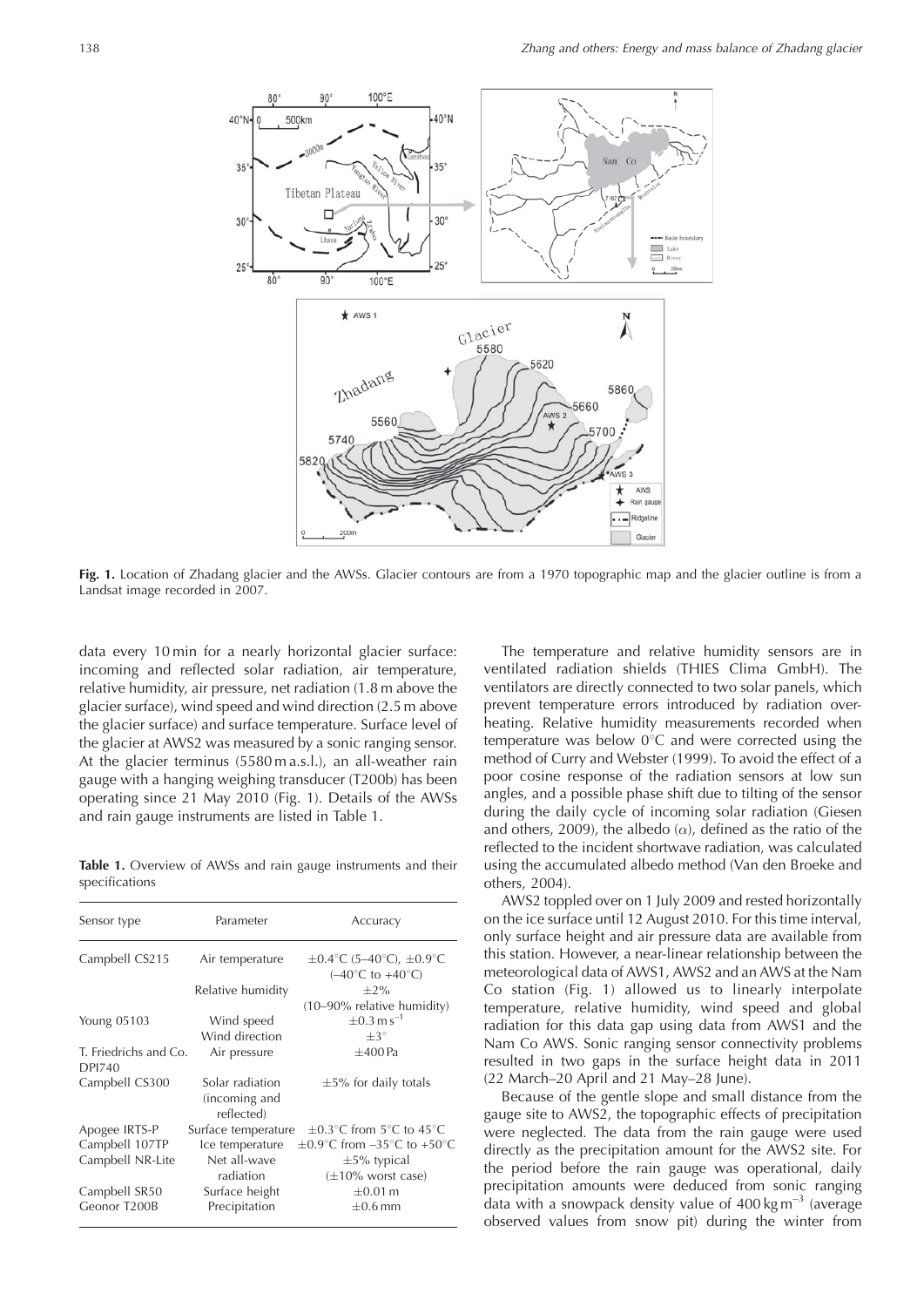**Fig. 1.** Location of Zhadang glacier and the AWSs. Glacier contours are from a 1970 topographic map and the glacier outline is from a Landsat image recorded in 2007.

data every 10 min for a nearly horizontal glacier surface: incoming and reflected solar radiation, air temperature, relative humidity, air pressure, net radiation (1.8 m above the glacier surface), wind speed and wind direction (2.5 m above the glacier surface) and surface temperature. Surface level of the glacier at AWS2 was measured by a sonic ranging sensor. At the glacier terminus (5580 m a.s.l.), an all-weather rain gauge with a hanging weighing transducer (T200b) has been operating since 21 May 2010 (Fig. 1). Details of the AWSs and rain gauge instruments are listed in Table 1.

**Table 1.** Overview of AWSs and rain gauge instruments and their specifications

| Sensor type | Parameter | Accuracy |
|---|---|---|
| Campbell CS215 | Air temperature | $\pm 0.4°$C (5–40°C), $\pm 0.9°$C (–40°C to +40°C) |
| | Relative humidity | $\pm 2$% (10–90% relative humidity) |
| Young 05103 | Wind speed | $\pm 0.3\ \mathrm{m\,s^{-1}}$ |
| | Wind direction | $\pm 3°$ |
| T. Friedrichs and Co. DPI740 | Air pressure | $\pm 400$ Pa |
| Campbell CS300 | Solar radiation (incoming and reflected) | $\pm 5$% for daily totals |
| Apogee IRTS-P | Surface temperature | $\pm 0.3°$C from 5°C to 45°C |
| Campbell 107TP | Ice temperature | $\pm 0.9°$C from –35°C to +50°C |
| Campbell NR-Lite | Net all-wave radiation | $\pm 5$% typical ($\pm 10$% worst case) |
| Campbell SR50 | Surface height | $\pm 0.01$ m |
| Geonor T200B | Precipitation | $\pm 0.6$ mm |

The temperature and relative humidity sensors are in ventilated radiation shields (THIES Clima GmbH). The ventilators are directly connected to two solar panels, which prevent temperature errors introduced by radiation overheating. Relative humidity measurements recorded when temperature was below 0°C and were corrected using the method of Curry and Webster (1999). To avoid the effect of a poor cosine response of the radiation sensors at low sun angles, and a possible phase shift due to tilting of the sensor during the daily cycle of incoming solar radiation (Giesen and others, 2009), the albedo ($\alpha$), defined as the ratio of the reflected to the incident shortwave radiation, was calculated using the accumulated albedo method (Van den Broeke and others, 2004).

AWS2 toppled over on 1 July 2009 and rested horizontally on the ice surface until 12 August 2010. For this time interval, only surface height and air pressure data are available from this station. However, a near-linear relationship between the meteorological data of AWS1, AWS2 and an AWS at the Nam Co station (Fig. 1) allowed us to linearly interpolate temperature, relative humidity, wind speed and global radiation for this data gap using data from AWS1 and the Nam Co AWS. Sonic ranging sensor connectivity problems resulted in two gaps in the surface height data in 2011 (22 March–20 April and 21 May–28 June).

Because of the gentle slope and small distance from the gauge site to AWS2, the topographic effects of precipitation were neglected. The data from the rain gauge were used directly as the precipitation amount for the AWS2 site. For the period before the rain gauge was operational, daily precipitation amounts were deduced from sonic ranging data with a snowpack density value of 400 kg m$^{-3}$ (average observed values from snow pit) during the winter from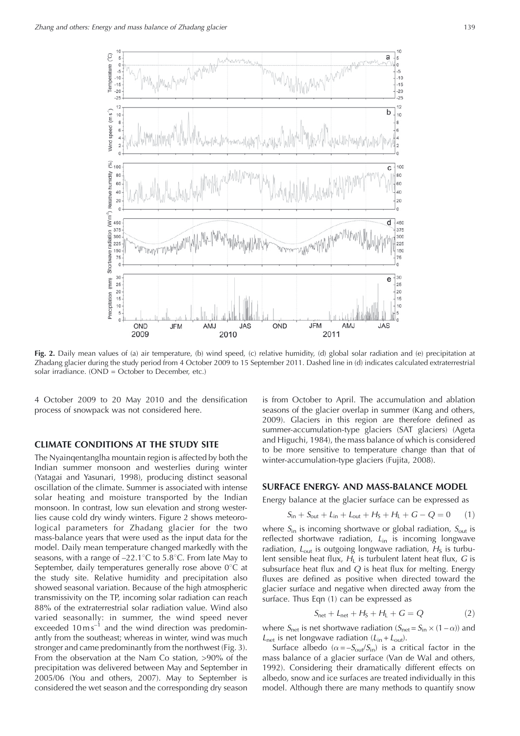**Fig. 2.** Daily mean values of (a) air temperature, (b) wind speed, (c) relative humidity, (d) global solar radiation and (e) precipitation at Zhadang glacier during the study period from 4 October 2009 to 15 September 2011. Dashed line in (d) indicates calculated extraterrestrial solar irradiance. (OND = October to December, etc.)

4 October 2009 to 20 May 2010 and the densification process of snowpack was not considered here.

## CLIMATE CONDITIONS AT THE STUDY SITE

The Nyainqentanglha mountain region is affected by both the Indian summer monsoon and westerlies during winter (Yatagai and Yasunari, 1998), producing distinct seasonal oscillation of the climate. Summer is associated with intense solar heating and moisture transported by the Indian monsoon. In contrast, low sun elevation and strong westerlies cause cold dry windy winters. Figure 2 shows meteorological parameters for Zhadang glacier for the two mass-balance years that were used as the input data for the model. Daily mean temperature changed markedly with the seasons, with a range of –22.1°C to 5.8°C. From late May to September, daily temperatures generally rose above 0°C at the study site. Relative humidity and precipitation also showed seasonal variation. Because of the high atmospheric transmissivity on the TP, incoming solar radiation can reach 88% of the extraterrestrial solar radiation value. Wind also varied seasonally: in summer, the wind speed never exceeded 10 m s$^{-1}$ and the wind direction was predominantly from the southeast; whereas in winter, wind was much stronger and came predominantly from the northwest (Fig. 3). From the observation at the Nam Co station, >90% of the precipitation was delivered between May and September in 2005/06 (You and others, 2007). May to September is considered the wet season and the corresponding dry season is from October to April. The accumulation and ablation seasons of the glacier overlap in summer (Kang and others, 2009). Glaciers in this region are therefore defined as summer-accumulation-type glaciers (SAT glaciers) (Ageta and Higuchi, 1984), the mass balance of which is considered to be more sensitive to temperature change than that of winter-accumulation-type glaciers (Fujita, 2008).

## SURFACE ENERGY- AND MASS-BALANCE MODEL

Energy balance at the glacier surface can be expressed as

$$S_{in} + S_{out} + L_{in} + L_{out} + H_S + H_L + G - Q = 0 \qquad (1)$$

where $S_{in}$ is incoming shortwave or global radiation, $S_{out}$ is reflected shortwave radiation, $L_{in}$ is incoming longwave radiation, $L_{out}$ is outgoing longwave radiation, $H_S$ is turbulent sensible heat flux, $H_L$ is turbulent latent heat flux, $G$ is subsurface heat flux and $Q$ is heat flux for melting. Energy fluxes are defined as positive when directed toward the glacier surface and negative when directed away from the surface. Thus Eqn (1) can be expressed as

$$S_{net} + L_{net} + H_S + H_L + G = Q \qquad (2)$$

where $S_{net}$ is net shortwave radiation ($S_{net} = S_{in} \times (1 - \alpha)$) and $L_{net}$ is net longwave radiation ($L_{in} + L_{out}$).

Surface albedo ($\alpha = -S_{out}/S_{in}$) is a critical factor in the mass balance of a glacier surface (Van de Wal and others, 1992). Considering their dramatically different effects on albedo, snow and ice surfaces are treated individually in this model. Although there are many methods to quantify snow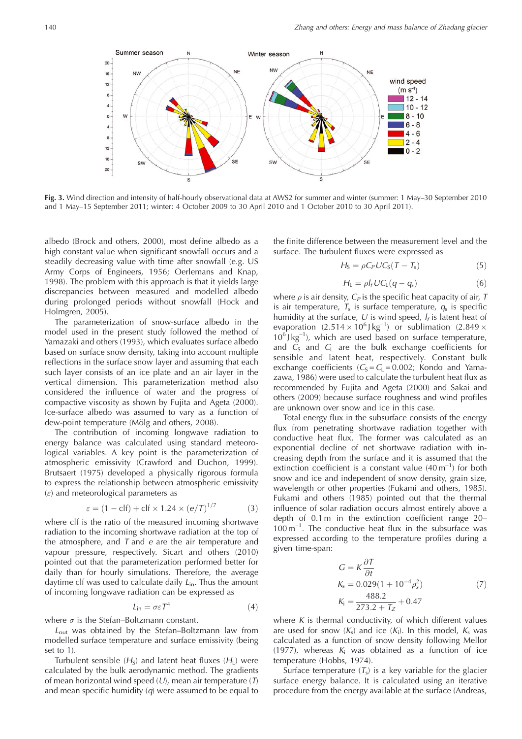Fig. 3. Wind direction and intensity of half-hourly observational data at AWS2 for summer and winter (summer: 1 May–30 September 2010 and 1 May–15 September 2011; winter: 4 October 2009 to 30 April 2010 and 1 October 2010 to 30 April 2011).

albedo (Brock and others, 2000), most define albedo as a high constant value when significant snowfall occurs and a steadily decreasing value with time after snowfall (e.g. US Army Corps of Engineers, 1956; Oerlemans and Knap, 1998). The problem with this approach is that it yields large discrepancies between measured and modelled albedo during prolonged periods without snowfall (Hock and Holmgren, 2005).

The parameterization of snow-surface albedo in the model used in the present study followed the method of Yamazaki and others (1993), which evaluates surface albedo based on surface snow density, taking into account multiple reflections in the surface snow layer and assuming that each such layer consists of an ice plate and an air layer in the vertical dimension. This parameterization method also considered the influence of water and the progress of compactive viscosity as shown by Fujita and Ageta (2000). Ice-surface albedo was assumed to vary as a function of dew-point temperature (Mölg and others, 2008).

The contribution of incoming longwave radiation to energy balance was calculated using standard meteorological variables. A key point is the parameterization of atmospheric emissivity (Crawford and Duchon, 1999). Brutsaert (1975) developed a physically rigorous formula to express the relationship between atmospheric emissivity ($\varepsilon$) and meteorological parameters as

$$\varepsilon = (1 - \text{clf}) + \text{clf} \times 1.24 \times (e/T)^{1/7} \tag{3}$$

where clf is the ratio of the measured incoming shortwave radiation to the incoming shortwave radiation at the top of the atmosphere, and $T$ and $e$ are the air temperature and vapour pressure, respectively. Sicart and others (2010) pointed out that the parameterization performed better for daily than for hourly simulations. Therefore, the average daytime clf was used to calculate daily $L_{\text{in}}$. Thus the amount of incoming longwave radiation can be expressed as

$$L_{\text{in}} = \sigma \varepsilon T^4 \tag{4}$$

where $\sigma$ is the Stefan–Boltzmann constant.

$L_{\text{out}}$ was obtained by the Stefan–Boltzmann law from modelled surface temperature and surface emissivity (being set to 1).

Turbulent sensible ($H_S$) and latent heat fluxes ($H_L$) were calculated by the bulk aerodynamic method. The gradients of mean horizontal wind speed ($U$), mean air temperature ($T$) and mean specific humidity ($q$) were assumed to be equal to the finite difference between the measurement level and the surface. The turbulent fluxes were expressed as

$$H_S = \rho C_P U C_S (T - T_s) \tag{5}$$

$$H_L = \rho l_f U C_L (q - q_s) \tag{6}$$

where $\rho$ is air density, $C_P$ is the specific heat capacity of air, $T$ is air temperature, $T_s$ is surface temperature, $q_s$ is specific humidity at the surface, $U$ is wind speed, $l_f$ is latent heat of evaporation ($2.514 \times 10^6\,\text{J kg}^{-1}$) or sublimation ($2.849 \times 10^6\,\text{J kg}^{-1}$), which are used based on surface temperature, and $C_S$ and $C_L$ are the bulk exchange coefficients for sensible and latent heat, respectively. Constant bulk exchange coefficients ($C_S = C_L = 0.002$; Kondo and Yamazawa, 1986) were used to calculate the turbulent heat flux as recommended by Fujita and Ageta (2000) and Sakai and others (2009) because surface roughness and wind profiles are unknown over snow and ice in this case.

Total energy flux in the subsurface consists of the energy flux from penetrating shortwave radiation together with conductive heat flux. The former was calculated as an exponential decline of net shortwave radiation with increasing depth from the surface and it is assumed that the extinction coefficient is a constant value ($40\,\text{m}^{-1}$) for both snow and ice and independent of snow density, grain size, wavelength or other properties (Fukami and others, 1985). Fukami and others (1985) pointed out that the thermal influence of solar radiation occurs almost entirely above a depth of 0.1 m in the extinction coefficient range 20–$100\,\text{m}^{-1}$. The conductive heat flux in the subsurface was expressed according to the temperature profiles during a given time-span:

$$\begin{aligned} G &= K \frac{\partial T}{\partial t} \\ K_s &= 0.029(1 + 10^{-4} \rho_s^2) \\ K_i &= \frac{488.2}{273.2 + T_Z} + 0.47 \end{aligned} \tag{7}$$

where $K$ is thermal conductivity, of which different values are used for snow ($K_s$) and ice ($K_i$). In this model, $K_s$ was calculated as a function of snow density following Mellor (1977), whereas $K_i$ was obtained as a function of ice temperature (Hobbs, 1974).

Surface temperature ($T_s$) is a key variable for the glacier surface energy balance. It is calculated using an iterative procedure from the energy available at the surface (Andreas,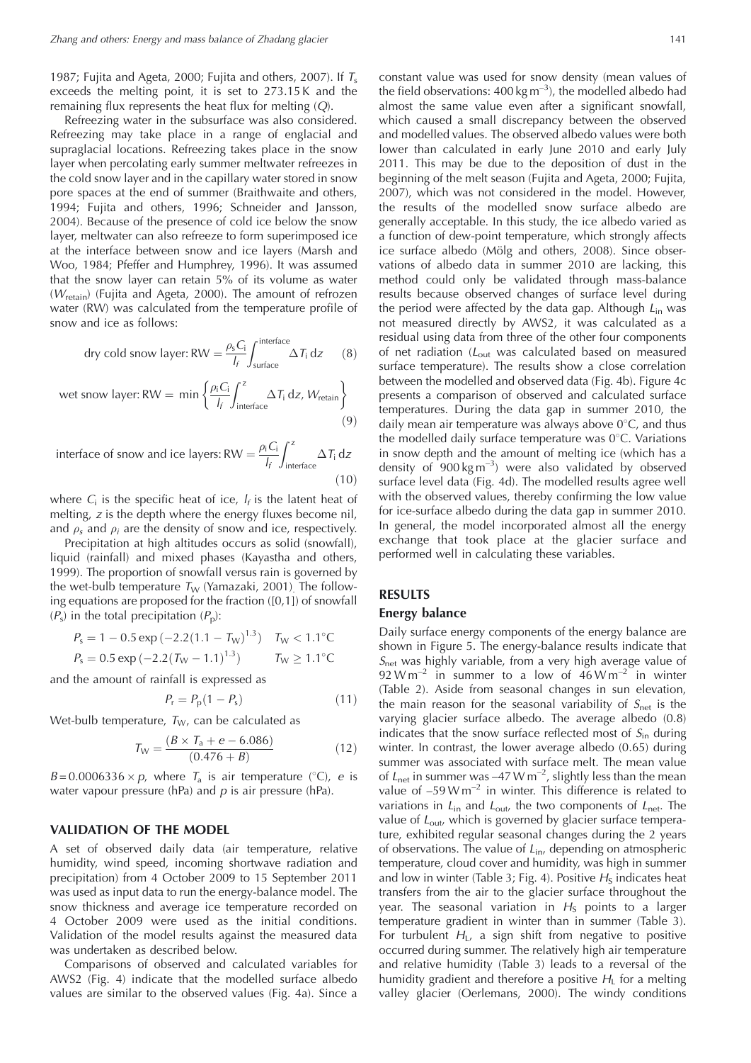1987; Fujita and Ageta, 2000; Fujita and others, 2007). If $T_s$ exceeds the melting point, it is set to 273.15 K and the remaining flux represents the heat flux for melting ($Q$).

Refreezing water in the subsurface was also considered. Refreezing may take place in a range of englacial and supraglacial locations. Refreezing takes place in the snow layer when percolating early summer meltwater refreezes in the cold snow layer and in the capillary water stored in snow pore spaces at the end of summer (Braithwaite and others, 1994; Fujita and others, 1996; Schneider and Jansson, 2004). Because of the presence of cold ice below the snow layer, meltwater can also refreeze to form superimposed ice at the interface between snow and ice layers (Marsh and Woo, 1984; Pfeffer and Humphrey, 1996). It was assumed that the snow layer can retain 5% of its volume as water ($W_{retain}$) (Fujita and Ageta, 2000). The amount of refrozen water (RW) was calculated from the temperature profile of snow and ice as follows:

$$\text{dry cold snow layer: } \mathrm{RW} = \frac{\rho_s C_i}{l_f} \int_{\text{surface}}^{\text{interface}} \Delta T_i \, \mathrm{d}z \quad (8)$$

$$\text{wet snow layer: } \mathrm{RW} = \min \left\{ \frac{\rho_i C_i}{l_f} \int_{\text{interface}}^{z} \Delta T_i \, \mathrm{d}z, W_{\text{retain}} \right\} \quad (9)$$

$$\text{interface of snow and ice layers: } \mathrm{RW} = \frac{\rho_i C_i}{l_f} \int_{\text{interface}}^{z} \Delta T_i \, \mathrm{d}z \quad (10)$$

where $C_i$ is the specific heat of ice, $l_f$ is the latent heat of melting, $z$ is the depth where the energy fluxes become nil, and $\rho_s$ and $\rho_i$ are the density of snow and ice, respectively.

Precipitation at high altitudes occurs as solid (snowfall), liquid (rainfall) and mixed phases (Kayastha and others, 1999). The proportion of snowfall versus rain is governed by the wet-bulb temperature $T_W$ (Yamazaki, 2001). The following equations are proposed for the fraction ([0,1]) of snowfall ($P_s$) in the total precipitation ($P_p$):

$$P_s = 1 - 0.5 \exp\left(-2.2(1.1 - T_W)^{1.3}\right) \quad T_W < 1.1^\circ\mathrm{C}$$

$$P_s = 0.5 \exp\left(-2.2(T_W - 1.1)^{1.3}\right) \quad T_W \geq 1.1^\circ\mathrm{C}$$

and the amount of rainfall is expressed as

$$P_r = P_p(1 - P_s) \quad (11)$$

Wet-bulb temperature, $T_W$, can be calculated as

$$T_W = \frac{(B \times T_a + e - 6.086)}{(0.476 + B)} \quad (12)$$

$B = 0.0006336 \times p$, where $T_a$ is air temperature (°C), $e$ is water vapour pressure (hPa) and $p$ is air pressure (hPa).

## VALIDATION OF THE MODEL

A set of observed daily data (air temperature, relative humidity, wind speed, incoming shortwave radiation and precipitation) from 4 October 2009 to 15 September 2011 was used as input data to run the energy-balance model. The snow thickness and average ice temperature recorded on 4 October 2009 were used as the initial conditions. Validation of the model results against the measured data was undertaken as described below.

Comparisons of observed and calculated variables for AWS2 (Fig. 4) indicate that the modelled surface albedo values are similar to the observed values (Fig. 4a). Since a constant value was used for snow density (mean values of the field observations: 400 kg m$^{-3}$), the modelled albedo had almost the same value even after a significant snowfall, which caused a small discrepancy between the observed and modelled values. The observed albedo values were both lower than calculated in early June 2010 and early July 2011. This may be due to the deposition of dust in the beginning of the melt season (Fujita and Ageta, 2000; Fujita, 2007), which was not considered in the model. However, the results of the modelled snow surface albedo are generally acceptable. In this study, the ice albedo varied as a function of dew-point temperature, which strongly affects ice surface albedo (Mölg and others, 2008). Since observations of albedo data in summer 2010 are lacking, this method could only be validated through mass-balance results because observed changes of surface level during the period were affected by the data gap. Although $L_{in}$ was not measured directly by AWS2, it was calculated as a residual using data from three of the other four components of net radiation ($L_{out}$ was calculated based on measured surface temperature). The results show a close correlation between the modelled and observed data (Fig. 4b). Figure 4c presents a comparison of observed and calculated surface temperatures. During the data gap in summer 2010, the daily mean air temperature was always above 0°C, and thus the modelled daily surface temperature was 0°C. Variations in snow depth and the amount of melting ice (which has a density of 900 kg m$^{-3}$) were also validated by observed surface level data (Fig. 4d). The modelled results agree well with the observed values, thereby confirming the low value for ice-surface albedo during the data gap in summer 2010. In general, the model incorporated almost all the energy exchange that took place at the glacier surface and performed well in calculating these variables.

## RESULTS

### Energy balance

Daily surface energy components of the energy balance are shown in Figure 5. The energy-balance results indicate that $S_{net}$ was highly variable, from a very high average value of 92 W m$^{-2}$ in summer to a low of 46 W m$^{-2}$ in winter (Table 2). Aside from seasonal changes in sun elevation, the main reason for the seasonal variability of $S_{net}$ is the varying glacier surface albedo. The average albedo (0.8) indicates that the snow surface reflected most of $S_{in}$ during winter. In contrast, the lower average albedo (0.65) during summer was associated with surface melt. The mean value of $L_{net}$ in summer was –47 W m$^{-2}$, slightly less than the mean value of –59 W m$^{-2}$ in winter. This difference is related to variations in $L_{in}$ and $L_{out}$, the two components of $L_{net}$. The value of $L_{out}$, which is governed by glacier surface temperature, exhibited regular seasonal changes during the 2 years of observations. The value of $L_{in}$, depending on atmospheric temperature, cloud cover and humidity, was high in summer and low in winter (Table 3; Fig. 4). Positive $H_S$ indicates heat transfers from the air to the glacier surface throughout the year. The seasonal variation in $H_S$ points to a larger temperature gradient in winter than in summer (Table 3). For turbulent $H_L$, a sign shift from negative to positive occurred during summer. The relatively high air temperature and relative humidity (Table 3) leads to a reversal of the humidity gradient and therefore a positive $H_L$ for a melting valley glacier (Oerlemans, 2000). The windy conditions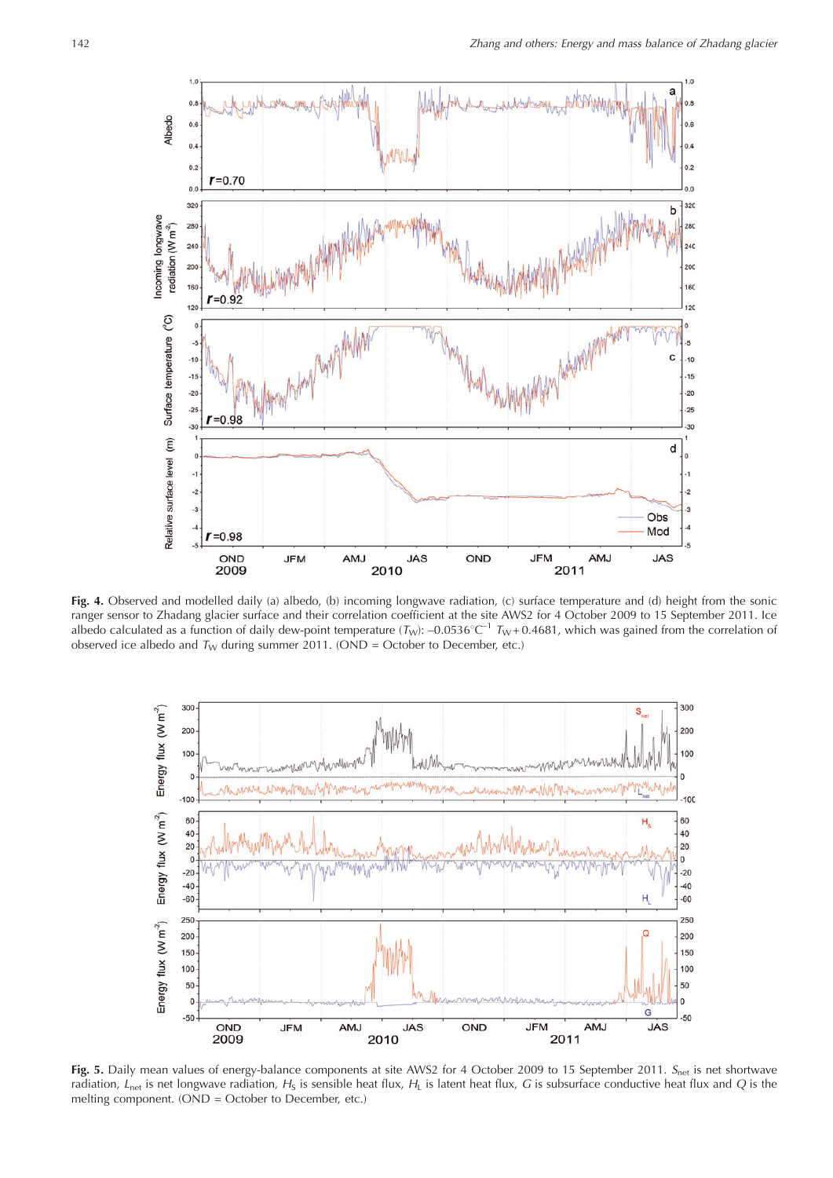**Fig. 4.** Observed and modelled daily (a) albedo, (b) incoming longwave radiation, (c) surface temperature and (d) height from the sonic ranger sensor to Zhadang glacier surface and their correlation coefficient at the site AWS2 for 4 October 2009 to 15 September 2011. Ice albedo calculated as a function of daily dew-point temperature ($T_W$): $-0.0536^{\circ}C^{-1}$ $T_W + 0.4681$, which was gained from the correlation of observed ice albedo and $T_W$ during summer 2011. (OND = October to December, etc.)

**Fig. 5.** Daily mean values of energy-balance components at site AWS2 for 4 October 2009 to 15 September 2011. $S_{net}$ is net shortwave radiation, $L_{net}$ is net longwave radiation, $H_S$ is sensible heat flux, $H_L$ is latent heat flux, $G$ is subsurface conductive heat flux and $Q$ is the melting component. (OND = October to December, etc.)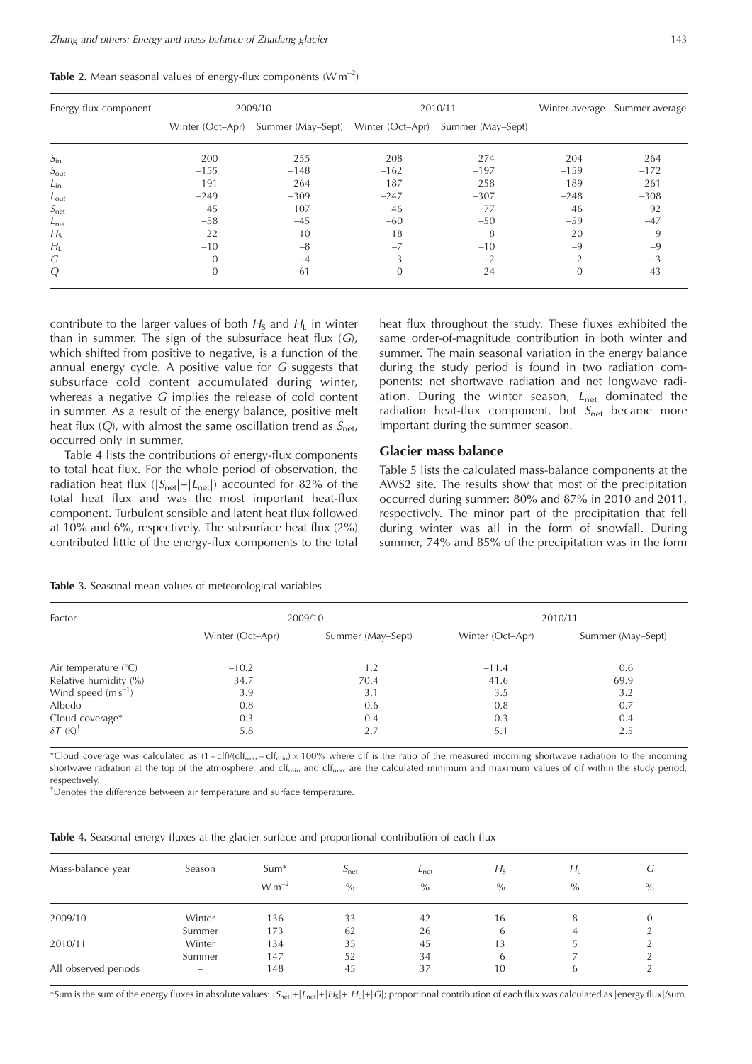**Table 2.** Mean seasonal values of energy-flux components (W m$^{-2}$)

| Energy-flux component | 2009/10 | | 2010/11 | | Winter average | Summer average |
|---|---|---|---|---|---|---|
| | Winter (Oct–Apr) | Summer (May–Sept) | Winter (Oct–Apr) | Summer (May–Sept) | | |
| $S_{in}$ | 200 | 255 | 208 | 274 | 204 | 264 |
| $S_{out}$ | −155 | −148 | −162 | −197 | −159 | −172 |
| $L_{in}$ | 191 | 264 | 187 | 258 | 189 | 261 |
| $L_{out}$ | −249 | −309 | −247 | −307 | −248 | −308 |
| $S_{net}$ | 45 | 107 | 46 | 77 | 46 | 92 |
| $L_{net}$ | −58 | −45 | −60 | −50 | −59 | −47 |
| $H_S$ | 22 | 10 | 18 | 8 | 20 | 9 |
| $H_L$ | −10 | −8 | −7 | −10 | −9 | −9 |
| $G$ | 0 | −4 | 3 | −2 | 2 | −3 |
| $Q$ | 0 | 61 | 0 | 24 | 0 | 43 |

contribute to the larger values of both $H_S$ and $H_L$ in winter than in summer. The sign of the subsurface heat flux ($G$), which shifted from positive to negative, is a function of the annual energy cycle. A positive value for $G$ suggests that subsurface cold content accumulated during winter, whereas a negative $G$ implies the release of cold content in summer. As a result of the energy balance, positive melt heat flux ($Q$), with almost the same oscillation trend as $S_{net}$, occurred only in summer.

Table 4 lists the contributions of energy-flux components to total heat flux. For the whole period of observation, the radiation heat flux ($|S_{net}|+|L_{net}|$) accounted for 82% of the total heat flux and was the most important heat-flux component. Turbulent sensible and latent heat flux followed at 10% and 6%, respectively. The subsurface heat flux (2%) contributed little of the energy-flux components to the total heat flux throughout the study. These fluxes exhibited the same order-of-magnitude contribution in both winter and summer. The main seasonal variation in the energy balance during the study period is found in two radiation components: net shortwave radiation and net longwave radiation. During the winter season, $L_{net}$ dominated the radiation heat-flux component, but $S_{net}$ became more important during the summer season.

## Glacier mass balance

Table 5 lists the calculated mass-balance components at the AWS2 site. The results show that most of the precipitation occurred during summer: 80% and 87% in 2010 and 2011, respectively. The minor part of the precipitation that fell during winter was all in the form of snowfall. During summer, 74% and 85% of the precipitation was in the form

**Table 3.** Seasonal mean values of meteorological variables

| Factor | 2009/10 | | 2010/11 | |
|---|---|---|---|---|
| | Winter (Oct–Apr) | Summer (May–Sept) | Winter (Oct–Apr) | Summer (May–Sept) |
| Air temperature (°C) | −10.2 | 1.2 | −11.4 | 0.6 |
| Relative humidity (%) | 34.7 | 70.4 | 41.6 | 69.9 |
| Wind speed (m s$^{-1}$) | 3.9 | 3.1 | 3.5 | 3.2 |
| Albedo | 0.8 | 0.6 | 0.8 | 0.7 |
| Cloud coverage* | 0.3 | 0.4 | 0.3 | 0.4 |
| $\delta T$ (K)[†] | 5.8 | 2.7 | 5.1 | 2.5 |

*Cloud coverage was calculated as $(1-\text{clf})/(\text{clf}_{max}-\text{clf}_{min})\times 100\%$ where clf is the ratio of the measured incoming shortwave radiation to the incoming shortwave radiation at the top of the atmosphere, and $\text{clf}_{min}$ and $\text{clf}_{max}$ are the calculated minimum and maximum values of clf within the study period, respectively.

[†]Denotes the difference between air temperature and surface temperature.

**Table 4.** Seasonal energy fluxes at the glacier surface and proportional contribution of each flux

| Mass-balance year | Season | Sum* W m$^{-2}$ | $S_{net}$ % | $L_{net}$ % | $H_S$ % | $H_L$ % | $G$ % |
|---|---|---|---|---|---|---|---|
| 2009/10 | Winter | 136 | 33 | 42 | 16 | 8 | 0 |
| | Summer | 173 | 62 | 26 | 6 | 4 | 2 |
| 2010/11 | Winter | 134 | 35 | 45 | 13 | 5 | 2 |
| | Summer | 147 | 52 | 34 | 6 | 7 | 2 |
| All observed periods | – | 148 | 45 | 37 | 10 | 6 | 2 |

*Sum is the sum of the energy fluxes in absolute values: $|S_{net}|+|L_{net}|+|H_S|+|H_L|+|G|$; proportional contribution of each flux was calculated as |energy flux|/sum.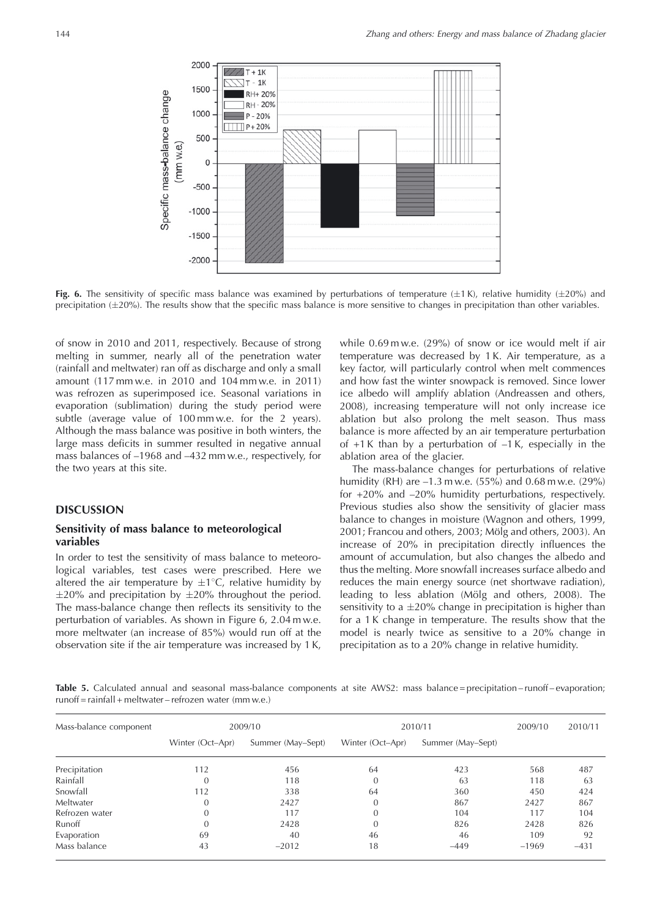**Fig. 6.** The sensitivity of specific mass balance was examined by perturbations of temperature (±1 K), relative humidity (±20%) and precipitation (±20%). The results show that the specific mass balance is more sensitive to changes in precipitation than other variables.

of snow in 2010 and 2011, respectively. Because of strong melting in summer, nearly all of the penetration water (rainfall and meltwater) ran off as discharge and only a small amount (117 mm w.e. in 2010 and 104 mm w.e. in 2011) was refrozen as superimposed ice. Seasonal variations in evaporation (sublimation) during the study period were subtle (average value of 100 mm w.e. for the 2 years). Although the mass balance was positive in both winters, the large mass deficits in summer resulted in negative annual mass balances of –1968 and –432 mm w.e., respectively, for the two years at this site.

## DISCUSSION

### Sensitivity of mass balance to meteorological variables

In order to test the sensitivity of mass balance to meteorological variables, test cases were prescribed. Here we altered the air temperature by ±1°C, relative humidity by ±20% and precipitation by ±20% throughout the period. The mass-balance change then reflects its sensitivity to the perturbation of variables. As shown in Figure 6, 2.04 m w.e. more meltwater (an increase of 85%) would run off at the observation site if the air temperature was increased by 1 K, while 0.69 m w.e. (29%) of snow or ice would melt if air temperature was decreased by 1 K. Air temperature, as a key factor, will particularly control when melt commences and how fast the winter snowpack is removed. Since lower ice albedo will amplify ablation (Andreassen and others, 2008), increasing temperature will not only increase ice ablation but also prolong the melt season. Thus mass balance is more affected by an air temperature perturbation of +1 K than by a perturbation of –1 K, especially in the ablation area of the glacier.

The mass-balance changes for perturbations of relative humidity (RH) are –1.3 m w.e. (55%) and 0.68 m w.e. (29%) for +20% and –20% humidity perturbations, respectively. Previous studies also show the sensitivity of glacier mass balance to changes in moisture (Wagnon and others, 1999, 2001; Francou and others, 2003; Mölg and others, 2003). An increase of 20% in precipitation directly influences the amount of accumulation, but also changes the albedo and thus the melting. More snowfall increases surface albedo and reduces the main energy source (net shortwave radiation), leading to less ablation (Mölg and others, 2008). The sensitivity to a ±20% change in precipitation is higher than for a 1 K change in temperature. The results show that the model is nearly twice as sensitive to a 20% change in precipitation as to a 20% change in relative humidity.

**Table 5.** Calculated annual and seasonal mass-balance components at site AWS2: mass balance = precipitation – runoff – evaporation; runoff = rainfall + meltwater – refrozen water (mm w.e.)

| Mass-balance component | 2009/10 | | 2010/11 | | 2009/10 | 2010/11 |
|---|---|---|---|---|---|---|
| | Winter (Oct–Apr) | Summer (May–Sept) | Winter (Oct–Apr) | Summer (May–Sept) | | |
| Precipitation | 112 | 456 | 64 | 423 | 568 | 487 |
| Rainfall | 0 | 118 | 0 | 63 | 118 | 63 |
| Snowfall | 112 | 338 | 64 | 360 | 450 | 424 |
| Meltwater | 0 | 2427 | 0 | 867 | 2427 | 867 |
| Refrozen water | 0 | 117 | 0 | 104 | 117 | 104 |
| Runoff | 0 | 2428 | 0 | 826 | 2428 | 826 |
| Evaporation | 69 | 40 | 46 | 46 | 109 | 92 |
| Mass balance | 43 | –2012 | 18 | –449 | –1969 | –431 |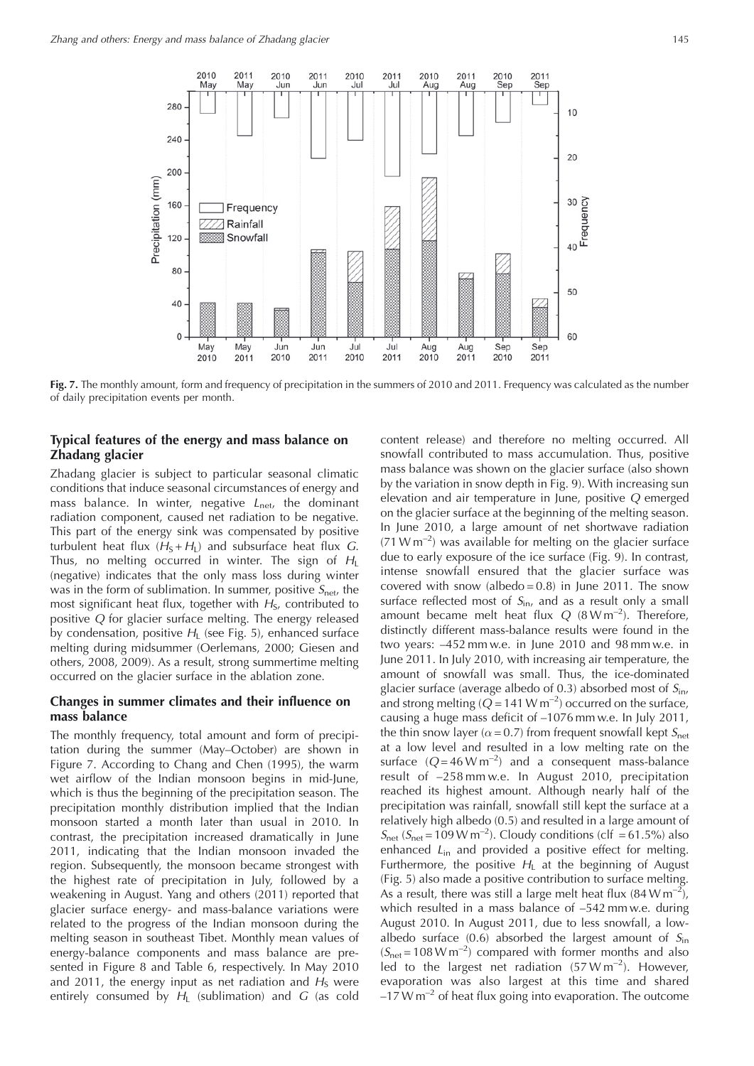**Fig. 7.** The monthly amount, form and frequency of precipitation in the summers of 2010 and 2011. Frequency was calculated as the number of daily precipitation events per month.

## Typical features of the energy and mass balance on Zhadang glacier

Zhadang glacier is subject to particular seasonal climatic conditions that induce seasonal circumstances of energy and mass balance. In winter, negative $L_{net}$, the dominant radiation component, caused net radiation to be negative. This part of the energy sink was compensated by positive turbulent heat flux ($H_S + H_L$) and subsurface heat flux $G$. Thus, no melting occurred in winter. The sign of $H_L$ (negative) indicates that the only mass loss during winter was in the form of sublimation. In summer, positive $S_{net}$, the most significant heat flux, together with $H_S$, contributed to positive $Q$ for glacier surface melting. The energy released by condensation, positive $H_L$ (see Fig. 5), enhanced surface melting during midsummer (Oerlemans, 2000; Giesen and others, 2008, 2009). As a result, strong summertime melting occurred on the glacier surface in the ablation zone.

## Changes in summer climates and their influence on mass balance

The monthly frequency, total amount and form of precipitation during the summer (May–October) are shown in Figure 7. According to Chang and Chen (1995), the warm wet airflow of the Indian monsoon begins in mid-June, which is thus the beginning of the precipitation season. The precipitation monthly distribution implied that the Indian monsoon started a month later than usual in 2010. In contrast, the precipitation increased dramatically in June 2011, indicating that the Indian monsoon invaded the region. Subsequently, the monsoon became strongest with the highest rate of precipitation in July, followed by a weakening in August. Yang and others (2011) reported that glacier surface energy- and mass-balance variations were related to the progress of the Indian monsoon during the melting season in southeast Tibet. Monthly mean values of energy-balance components and mass balance are presented in Figure 8 and Table 6, respectively. In May 2010 and 2011, the energy input as net radiation and $H_S$ were entirely consumed by $H_L$ (sublimation) and $G$ (as cold content release) and therefore no melting occurred. All snowfall contributed to mass accumulation. Thus, positive mass balance was shown on the glacier surface (also shown by the variation in snow depth in Fig. 9). With increasing sun elevation and air temperature in June, positive $Q$ emerged on the glacier surface at the beginning of the melting season. In June 2010, a large amount of net shortwave radiation (71 W m$^{-2}$) was available for melting on the glacier surface due to early exposure of the ice surface (Fig. 9). In contrast, intense snowfall ensured that the glacier surface was covered with snow (albedo = 0.8) in June 2011. The snow surface reflected most of $S_{in}$, and as a result only a small amount became melt heat flux $Q$ (8 W m$^{-2}$). Therefore, distinctly different mass-balance results were found in the two years: –452 mm w.e. in June 2010 and 98 mm w.e. in June 2011. In July 2010, with increasing air temperature, the amount of snowfall was small. Thus, the ice-dominated glacier surface (average albedo of 0.3) absorbed most of $S_{in}$, and strong melting ($Q$ = 141 W m$^{-2}$) occurred on the surface, causing a huge mass deficit of –1076 mm w.e. In July 2011, the thin snow layer ($\alpha$ = 0.7) from frequent snowfall kept $S_{net}$ at a low level and resulted in a low melting rate on the surface ($Q$ = 46 W m$^{-2}$) and a consequent mass-balance result of –258 mm w.e. In August 2010, precipitation reached its highest amount. Although nearly half of the precipitation was rainfall, snowfall still kept the surface at a relatively high albedo (0.5) and resulted in a large amount of $S_{net}$ ($S_{net}$ = 109 W m$^{-2}$). Cloudy conditions (clf = 61.5%) also enhanced $L_{in}$ and provided a positive effect for melting. Furthermore, the positive $H_L$ at the beginning of August (Fig. 5) also made a positive contribution to surface melting. As a result, there was still a large melt heat flux (84 W m$^{-2}$), which resulted in a mass balance of –542 mm w.e. during August 2010. In August 2011, due to less snowfall, a low-albedo surface (0.6) absorbed the largest amount of $S_{in}$ ($S_{net}$ = 108 W m$^{-2}$) compared with former months and also led to the largest net radiation (57 W m$^{-2}$). However, evaporation was also largest at this time and shared –17 W m$^{-2}$ of heat flux going into evaporation. The outcome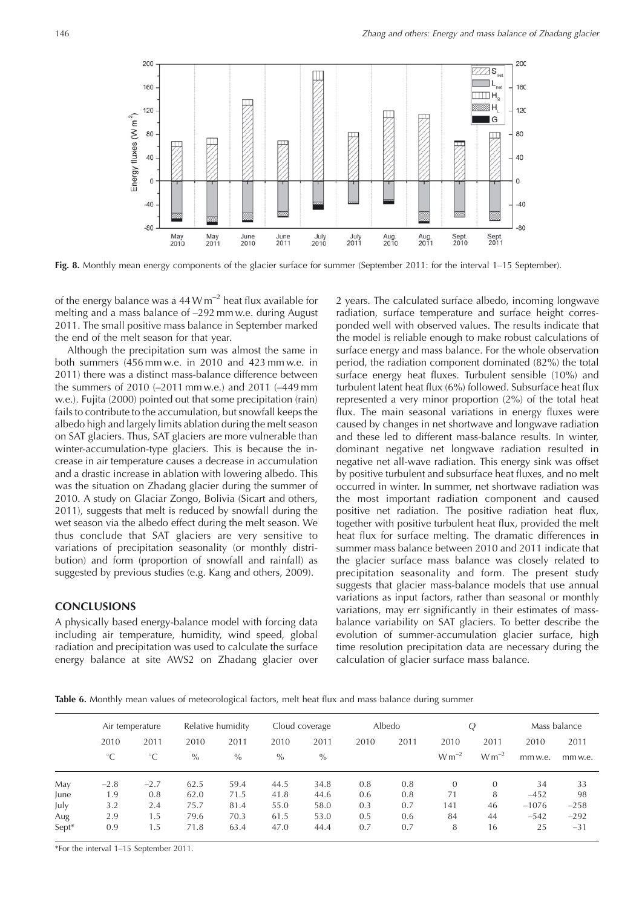**Fig. 8.** Monthly mean energy components of the glacier surface for summer (September 2011: for the interval 1–15 September).

of the energy balance was a 44 W m$^{-2}$ heat flux available for melting and a mass balance of –292 mm w.e. during August 2011. The small positive mass balance in September marked the end of the melt season for that year.

Although the precipitation sum was almost the same in both summers (456 mm w.e. in 2010 and 423 mm w.e. in 2011) there was a distinct mass-balance difference between the summers of 2010 (–2011 mm w.e.) and 2011 (–449 mm w.e.). Fujita (2000) pointed out that some precipitation (rain) fails to contribute to the accumulation, but snowfall keeps the albedo high and largely limits ablation during the melt season on SAT glaciers. Thus, SAT glaciers are more vulnerable than winter-accumulation-type glaciers. This is because the increase in air temperature causes a decrease in accumulation and a drastic increase in ablation with lowering albedo. This was the situation on Zhadang glacier during the summer of 2010. A study on Glaciar Zongo, Bolivia (Sicart and others, 2011), suggests that melt is reduced by snowfall during the wet season via the albedo effect during the melt season. We thus conclude that SAT glaciers are very sensitive to variations of precipitation seasonality (or monthly distribution) and form (proportion of snowfall and rainfall) as suggested by previous studies (e.g. Kang and others, 2009).

## CONCLUSIONS

A physically based energy-balance model with forcing data including air temperature, humidity, wind speed, global radiation and precipitation was used to calculate the surface energy balance at site AWS2 on Zhadang glacier over 2 years. The calculated surface albedo, incoming longwave radiation, surface temperature and surface height corresponded well with observed values. The results indicate that the model is reliable enough to make robust calculations of surface energy and mass balance. For the whole observation period, the radiation component dominated (82%) the total surface energy heat fluxes. Turbulent sensible (10%) and turbulent latent heat flux (6%) followed. Subsurface heat flux represented a very minor proportion (2%) of the total heat flux. The main seasonal variations in energy fluxes were caused by changes in net shortwave and longwave radiation and these led to different mass-balance results. In winter, dominant negative net longwave radiation resulted in negative net all-wave radiation. This energy sink was offset by positive turbulent and subsurface heat fluxes, and no melt occurred in winter. In summer, net shortwave radiation was the most important radiation component and caused positive net radiation. The positive radiation heat flux, together with positive turbulent heat flux, provided the melt heat flux for surface melting. The dramatic differences in summer mass balance between 2010 and 2011 indicate that the glacier surface mass balance was closely related to precipitation seasonality and form. The present study suggests that glacier mass-balance models that use annual variations as input factors, rather than seasonal or monthly variations, may err significantly in their estimates of mass-balance variability on SAT glaciers. To better describe the evolution of summer-accumulation glacier surface, high time resolution precipitation data are necessary during the calculation of glacier surface mass balance.

**Table 6.** Monthly mean values of meteorological factors, melt heat flux and mass balance during summer

| | Air temperature | | Relative humidity | | Cloud coverage | | Albedo | | $Q$ | | Mass balance | |
|---|---|---|---|---|---|---|---|---|---|---|---|---|
| | 2010 | 2011 | 2010 | 2011 | 2010 | 2011 | 2010 | 2011 | 2010 | 2011 | 2010 | 2011 |
| | °C | °C | % | % | % | % | | | W m$^{-2}$ | W m$^{-2}$ | mm w.e. | mm w.e. |
| May | –2.8 | –2.7 | 62.5 | 59.4 | 44.5 | 34.8 | 0.8 | 0.8 | 0 | 0 | 34 | 33 |
| June | 1.9 | 0.8 | 62.0 | 71.5 | 41.8 | 44.6 | 0.6 | 0.8 | 71 | 8 | –452 | 98 |
| July | 3.2 | 2.4 | 75.7 | 81.4 | 55.0 | 58.0 | 0.3 | 0.7 | 141 | 46 | –1076 | –258 |
| Aug | 2.9 | 1.5 | 79.6 | 70.3 | 61.5 | 53.0 | 0.5 | 0.6 | 84 | 44 | –542 | –292 |
| Sept* | 0.9 | 1.5 | 71.8 | 63.4 | 47.0 | 44.4 | 0.7 | 0.7 | 8 | 16 | 25 | –31 |

*For the interval 1–15 September 2011.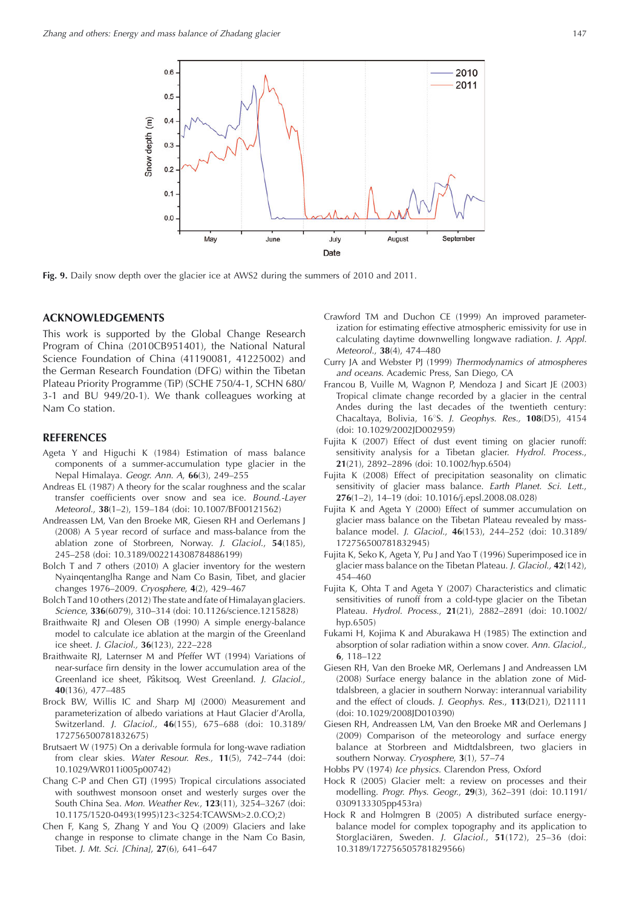Fig. 9. Daily snow depth over the glacier ice at AWS2 during the summers of 2010 and 2011.

## ACKNOWLEDGEMENTS

This work is supported by the Global Change Research Program of China (2010CB951401), the National Natural Science Foundation of China (41190081, 41225002) and the German Research Foundation (DFG) within the Tibetan Plateau Priority Programme (TiP) (SCHE 750/4-1, SCHN 680/3-1 and BU 949/20-1). We thank colleagues working at Nam Co station.

## REFERENCES

Ageta Y and Higuchi K (1984) Estimation of mass balance components of a summer-accumulation type glacier in the Nepal Himalaya. *Geogr. Ann. A*, **66**(3), 249–255

Andreas EL (1987) A theory for the scalar roughness and the scalar transfer coefficients over snow and sea ice. *Bound.-Layer Meteorol.*, **38**(1–2), 159–184 (doi: 10.1007/BF00121562)

Andreassen LM, Van den Broeke MR, Giesen RH and Oerlemans J (2008) A 5 year record of surface and mass-balance from the ablation zone of Storbreen, Norway. *J. Glaciol.*, **54**(185), 245–258 (doi: 10.3189/002214308784886199)

Bolch T and 7 others (2010) A glacier inventory for the western Nyainqentanglha Range and Nam Co Basin, Tibet, and glacier changes 1976–2009. *Cryosphere*, **4**(2), 429–467

Bolch T and 10 others (2012) The state and fate of Himalayan glaciers. *Science*, **336**(6079), 310–314 (doi: 10.1126/science.1215828)

Braithwaite RJ and Olesen OB (1990) A simple energy-balance model to calculate ice ablation at the margin of the Greenland ice sheet. *J. Glaciol.*, **36**(123), 222–228

Braithwaite RJ, Laternser M and Pfeffer WT (1994) Variations of near-surface firn density in the lower accumulation area of the Greenland ice sheet, Pâkitsoq, West Greenland. *J. Glaciol.*, **40**(136), 477–485

Brock BW, Willis IC and Sharp MJ (2000) Measurement and parameterization of albedo variations at Haut Glacier d'Arolla, Switzerland. *J. Glaciol.*, **46**(155), 675–688 (doi: 10.3189/172756500781832675)

Brutsaert W (1975) On a derivable formula for long-wave radiation from clear skies. *Water Resour. Res.*, **11**(5), 742–744 (doi: 10.1029/WR011i005p00742)

Chang C-P and Chen GTJ (1995) Tropical circulations associated with southwest monsoon onset and westerly surges over the South China Sea. *Mon. Weather Rev.*, **123**(11), 3254–3267 (doi: 10.1175/1520-0493(1995)123<3254:TCAWSM>2.0.CO;2)

Chen F, Kang S, Zhang Y and You Q (2009) Glaciers and lake change in response to climate change in the Nam Co Basin, Tibet. *J. Mt. Sci. [China]*, **27**(6), 641–647

Crawford TM and Duchon CE (1999) An improved parameterization for estimating effective atmospheric emissivity for use in calculating daytime downwelling longwave radiation. *J. Appl. Meteorol.*, **38**(4), 474–480

Curry JA and Webster PJ (1999) *Thermodynamics of atmospheres and oceans.* Academic Press, San Diego, CA

Francou B, Vuille M, Wagnon P, Mendoza J and Sicart JE (2003) Tropical climate change recorded by a glacier in the central Andes during the last decades of the twentieth century: Chacaltaya, Bolivia, 16°S. *J. Geophys. Res.*, **108**(D5), 4154 (doi: 10.1029/2002JD002959)

Fujita K (2007) Effect of dust event timing on glacier runoff: sensitivity analysis for a Tibetan glacier. *Hydrol. Process.*, **21**(21), 2892–2896 (doi: 10.1002/hyp.6504)

Fujita K (2008) Effect of precipitation seasonality on climatic sensitivity of glacier mass balance. *Earth Planet. Sci. Lett.*, **276**(1–2), 14–19 (doi: 10.1016/j.epsl.2008.08.028)

Fujita K and Ageta Y (2000) Effect of summer accumulation on glacier mass balance on the Tibetan Plateau revealed by mass-balance model. *J. Glaciol.*, **46**(153), 244–252 (doi: 10.3189/172756500781832945)

Fujita K, Seko K, Ageta Y, Pu J and Yao T (1996) Superimposed ice in glacier mass balance on the Tibetan Plateau. *J. Glaciol.*, **42**(142), 454–460

Fujita K, Ohta T and Ageta Y (2007) Characteristics and climatic sensitivities of runoff from a cold-type glacier on the Tibetan Plateau. *Hydrol. Process.*, **21**(21), 2882–2891 (doi: 10.1002/hyp.6505)

Fukami H, Kojima K and Aburakawa H (1985) The extinction and absorption of solar radiation within a snow cover. *Ann. Glaciol.*, **6**, 118–122

Giesen RH, Van den Broeke MR, Oerlemans J and Andreassen LM (2008) Surface energy balance in the ablation zone of Midtdalsbreen, a glacier in southern Norway: interannual variability and the effect of clouds. *J. Geophys. Res.*, **113**(D21), D21111 (doi: 10.1029/2008JD010390)

Giesen RH, Andreassen LM, Van den Broeke MR and Oerlemans J (2009) Comparison of the meteorology and surface energy balance at Storbreen and Midtdalsbreen, two glaciers in southern Norway. *Cryosphere*, **3**(1), 57–74

Hobbs PV (1974) *Ice physics.* Clarendon Press, Oxford

Hock R (2005) Glacier melt: a review on processes and their modelling. *Progr. Phys. Geogr.*, **29**(3), 362–391 (doi: 10.1191/0309133305pp453ra)

Hock R and Holmgren B (2005) A distributed surface energy-balance model for complex topography and its application to Storglaciären, Sweden. *J. Glaciol.*, **51**(172), 25–36 (doi: 10.3189/172756505781829566)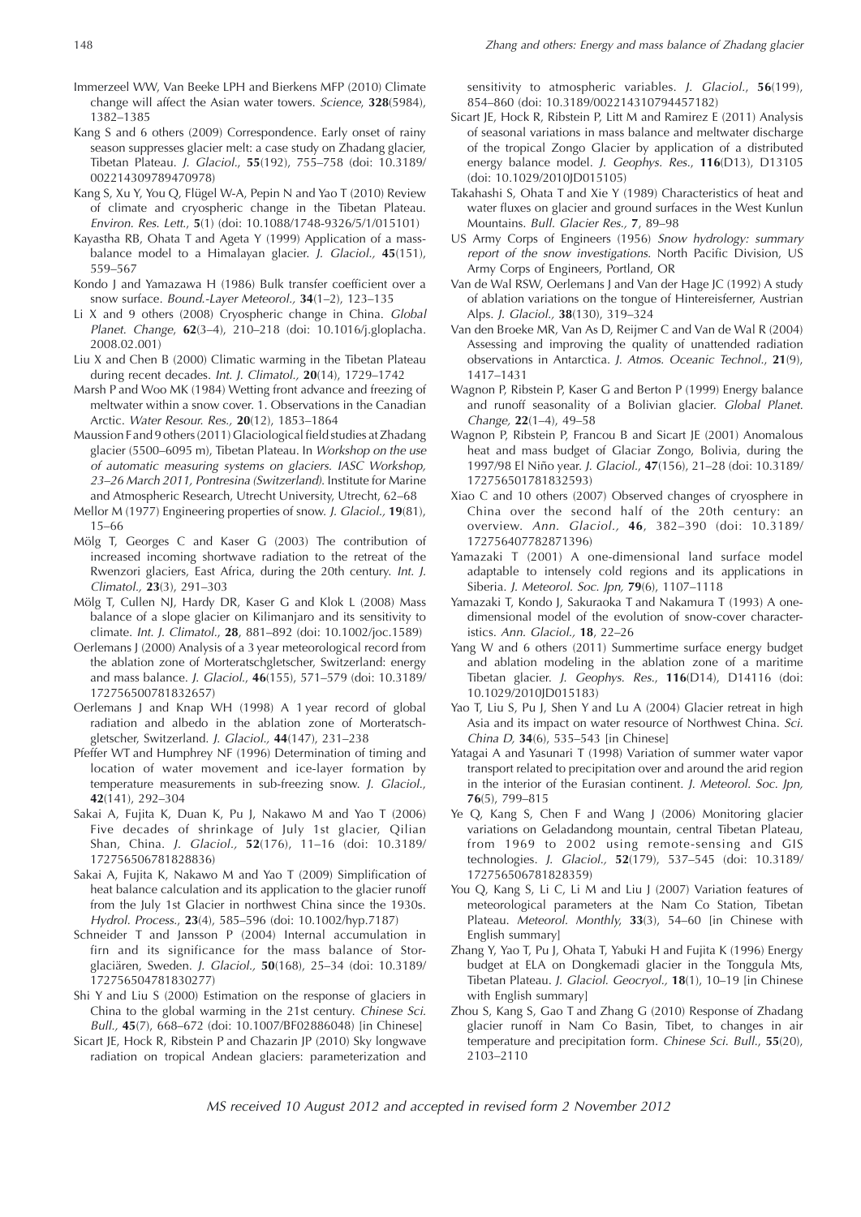Immerzeel WW, Van Beeke LPH and Bierkens MFP (2010) Climate change will affect the Asian water towers. *Science*, **328**(5984), 1382–1385

Kang S and 6 others (2009) Correspondence. Early onset of rainy season suppresses glacier melt: a case study on Zhadang glacier, Tibetan Plateau. *J. Glaciol.*, **55**(192), 755–758 (doi: 10.3189/002214309789470978)

Kang S, Xu Y, You Q, Flügel W-A, Pepin N and Yao T (2010) Review of climate and cryospheric change in the Tibetan Plateau. *Environ. Res. Lett.*, **5**(1) (doi: 10.1088/1748-9326/5/1/015101)

Kayastha RB, Ohata T and Ageta Y (1999) Application of a mass-balance model to a Himalayan glacier. *J. Glaciol.*, **45**(151), 559–567

Kondo J and Yamazawa H (1986) Bulk transfer coefficient over a snow surface. *Bound.-Layer Meteorol.*, **34**(1–2), 123–135

Li X and 9 others (2008) Cryospheric change in China. *Global Planet. Change*, **62**(3–4), 210–218 (doi: 10.1016/j.gloplacha.2008.02.001)

Liu X and Chen B (2000) Climatic warming in the Tibetan Plateau during recent decades. *Int. J. Climatol.*, **20**(14), 1729–1742

Marsh P and Woo MK (1984) Wetting front advance and freezing of meltwater within a snow cover. 1. Observations in the Canadian Arctic. *Water Resour. Res.*, **20**(12), 1853–1864

Maussion F and 9 others (2011) Glaciological field studies at Zhadang glacier (5500–6095 m), Tibetan Plateau. In *Workshop on the use of automatic measuring systems on glaciers. IASC Workshop, 23–26 March 2011, Pontresina (Switzerland)*. Institute for Marine and Atmospheric Research, Utrecht University, Utrecht, 62–68

Mellor M (1977) Engineering properties of snow. *J. Glaciol.*, **19**(81), 15–66

Mölg T, Georges C and Kaser G (2003) The contribution of increased incoming shortwave radiation to the retreat of the Rwenzori glaciers, East Africa, during the 20th century. *Int. J. Climatol.*, **23**(3), 291–303

Mölg T, Cullen NJ, Hardy DR, Kaser G and Klok L (2008) Mass balance of a slope glacier on Kilimanjaro and its sensitivity to climate. *Int. J. Climatol.*, **28**, 881–892 (doi: 10.1002/joc.1589)

Oerlemans J (2000) Analysis of a 3 year meteorological record from the ablation zone of Morteratschgletscher, Switzerland: energy and mass balance. *J. Glaciol.*, **46**(155), 571–579 (doi: 10.3189/172756500781832657)

Oerlemans J and Knap WH (1998) A 1 year record of global radiation and albedo in the ablation zone of Morteratschgletscher, Switzerland. *J. Glaciol.*, **44**(147), 231–238

Pfeffer WT and Humphrey NF (1996) Determination of timing and location of water movement and ice-layer formation by temperature measurements in sub-freezing snow. *J. Glaciol.*, **42**(141), 292–304

Sakai A, Fujita K, Duan K, Pu J, Nakawo M and Yao T (2006) Five decades of shrinkage of July 1st glacier, Qilian Shan, China. *J. Glaciol.*, **52**(176), 11–16 (doi: 10.3189/172756506781828836)

Sakai A, Fujita K, Nakawo M and Yao T (2009) Simplification of heat balance calculation and its application to the glacier runoff from the July 1st Glacier in northwest China since the 1930s. *Hydrol. Process.*, **23**(4), 585–596 (doi: 10.1002/hyp.7187)

Schneider T and Jansson P (2004) Internal accumulation in firn and its significance for the mass balance of Storglaciären, Sweden. *J. Glaciol.*, **50**(168), 25–34 (doi: 10.3189/172756504781830277)

Shi Y and Liu S (2000) Estimation on the response of glaciers in China to the global warming in the 21st century. *Chinese Sci. Bull.*, **45**(7), 668–672 (doi: 10.1007/BF02886048) [in Chinese]

Sicart JE, Hock R, Ribstein P and Chazarin JP (2010) Sky longwave radiation on tropical Andean glaciers: parameterization and sensitivity to atmospheric variables. *J. Glaciol.*, **56**(199), 854–860 (doi: 10.3189/002214310794457182)

Sicart JE, Hock R, Ribstein P, Litt M and Ramirez E (2011) Analysis of seasonal variations in mass balance and meltwater discharge of the tropical Zongo Glacier by application of a distributed energy balance model. *J. Geophys. Res.*, **116**(D13), D13105 (doi: 10.1029/2010JD015105)

Takahashi S, Ohata T and Xie Y (1989) Characteristics of heat and water fluxes on glacier and ground surfaces in the West Kunlun Mountains. *Bull. Glacier Res.*, **7**, 89–98

US Army Corps of Engineers (1956) *Snow hydrology: summary report of the snow investigations*. North Pacific Division, US Army Corps of Engineers, Portland, OR

Van de Wal RSW, Oerlemans J and Van der Hage JC (1992) A study of ablation variations on the tongue of Hintereisferner, Austrian Alps. *J. Glaciol.*, **38**(130), 319–324

Van den Broeke MR, Van As D, Reijmer C and Van de Wal R (2004) Assessing and improving the quality of unattended radiation observations in Antarctica. *J. Atmos. Oceanic Technol.*, **21**(9), 1417–1431

Wagnon P, Ribstein P, Kaser G and Berton P (1999) Energy balance and runoff seasonality of a Bolivian glacier. *Global Planet. Change*, **22**(1–4), 49–58

Wagnon P, Ribstein P, Francou B and Sicart JE (2001) Anomalous heat and mass budget of Glaciar Zongo, Bolivia, during the 1997/98 El Niño year. *J. Glaciol.*, **47**(156), 21–28 (doi: 10.3189/172756501781832593)

Xiao C and 10 others (2007) Observed changes of cryosphere in China over the second half of the 20th century: an overview. *Ann. Glaciol.*, **46**, 382–390 (doi: 10.3189/172756407782871396)

Yamazaki T (2001) A one-dimensional land surface model adaptable to intensely cold regions and its applications in Siberia. *J. Meteorol. Soc. Jpn*, **79**(6), 1107–1118

Yamazaki T, Kondo J, Sakuraoka T and Nakamura T (1993) A one-dimensional model of the evolution of snow-cover characteristics. *Ann. Glaciol.*, **18**, 22–26

Yang W and 6 others (2011) Summertime surface energy budget and ablation modeling in the ablation zone of a maritime Tibetan glacier. *J. Geophys. Res.*, **116**(D14), D14116 (doi: 10.1029/2010JD015183)

Yao T, Liu S, Pu J, Shen Y and Lu A (2004) Glacier retreat in high Asia and its impact on water resource of Northwest China. *Sci. China D*, **34**(6), 535–543 [in Chinese]

Yatagai A and Yasunari T (1998) Variation of summer water vapor transport related to precipitation over and around the arid region in the interior of the Eurasian continent. *J. Meteorol. Soc. Jpn*, **76**(5), 799–815

Ye Q, Kang S, Chen F and Wang J (2006) Monitoring glacier variations on Geladandong mountain, central Tibetan Plateau, from 1969 to 2002 using remote-sensing and GIS technologies. *J. Glaciol.*, **52**(179), 537–545 (doi: 10.3189/172756506781828359)

You Q, Kang S, Li C, Li M and Liu J (2007) Variation features of meteorological parameters at the Nam Co Station, Tibetan Plateau. *Meteorol. Monthly*, **33**(3), 54–60 [in Chinese with English summary]

Zhang Y, Yao T, Pu J, Ohata T, Yabuki H and Fujita K (1996) Energy budget at ELA on Dongkemadi glacier in the Tonggula Mts, Tibetan Plateau. *J. Glaciol. Geocryol.*, **18**(1), 10–19 [in Chinese with English summary]

Zhou S, Kang S, Gao T and Zhang G (2010) Response of Zhadang glacier runoff in Nam Co Basin, Tibet, to changes in air temperature and precipitation form. *Chinese Sci. Bull.*, **55**(20), 2103–2110

*MS received 10 August 2012 and accepted in revised form 2 November 2012*